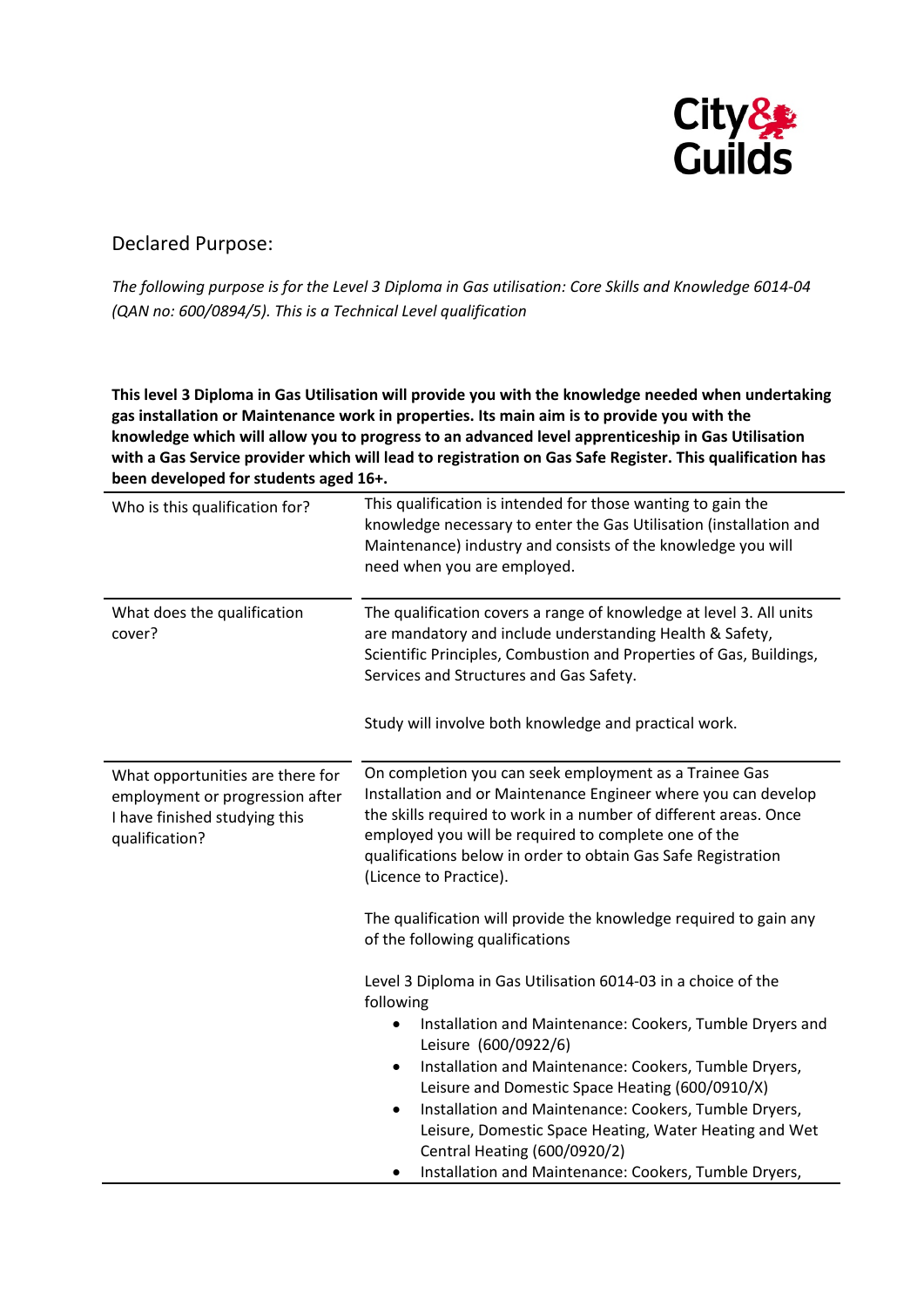City & Guilds

## Declared Purpose:

*The following purpose is for the Level 3 Diploma in Gas utilisation: Core Skills and Knowledge 6014-04 (QAN no: 600/0894/5). This is a Technical Level qualification*

**This level 3 Diploma in Gas Utilisation will provide you with the knowledge needed when undertaking gas installation or Maintenance work in properties. Its main aim is to provide you with the knowledge which will allow you to progress to an advanced level apprenticeship in Gas Utilisation with a Gas Service provider which will lead to registration on Gas Safe Register. This qualification has been developed for students aged 16+.**

| | |
|---|---|
| Who is this qualification for? | This qualification is intended for those wanting to gain the knowledge necessary to enter the Gas Utilisation (installation and Maintenance) industry and consists of the knowledge you will need when you are employed. |
| What does the qualification cover? | The qualification covers a range of knowledge at level 3. All units are mandatory and include understanding Health & Safety, Scientific Principles, Combustion and Properties of Gas, Buildings, Services and Structures and Gas Safety.<br><br>Study will involve both knowledge and practical work. |
| What opportunities are there for employment or progression after I have finished studying this qualification? | On completion you can seek employment as a Trainee Gas Installation and or Maintenance Engineer where you can develop the skills required to work in a number of different areas. Once employed you will be required to complete one of the qualifications below in order to obtain Gas Safe Registration (Licence to Practice).<br><br>The qualification will provide the knowledge required to gain any of the following qualifications<br><br>Level 3 Diploma in Gas Utilisation 6014-03 in a choice of the following<br>• Installation and Maintenance: Cookers, Tumble Dryers and Leisure (600/0922/6)<br>• Installation and Maintenance: Cookers, Tumble Dryers, Leisure and Domestic Space Heating (600/0910/X)<br>• Installation and Maintenance: Cookers, Tumble Dryers, Leisure, Domestic Space Heating, Water Heating and Wet Central Heating (600/0920/2)<br>• Installation and Maintenance: Cookers, Tumble Dryers, |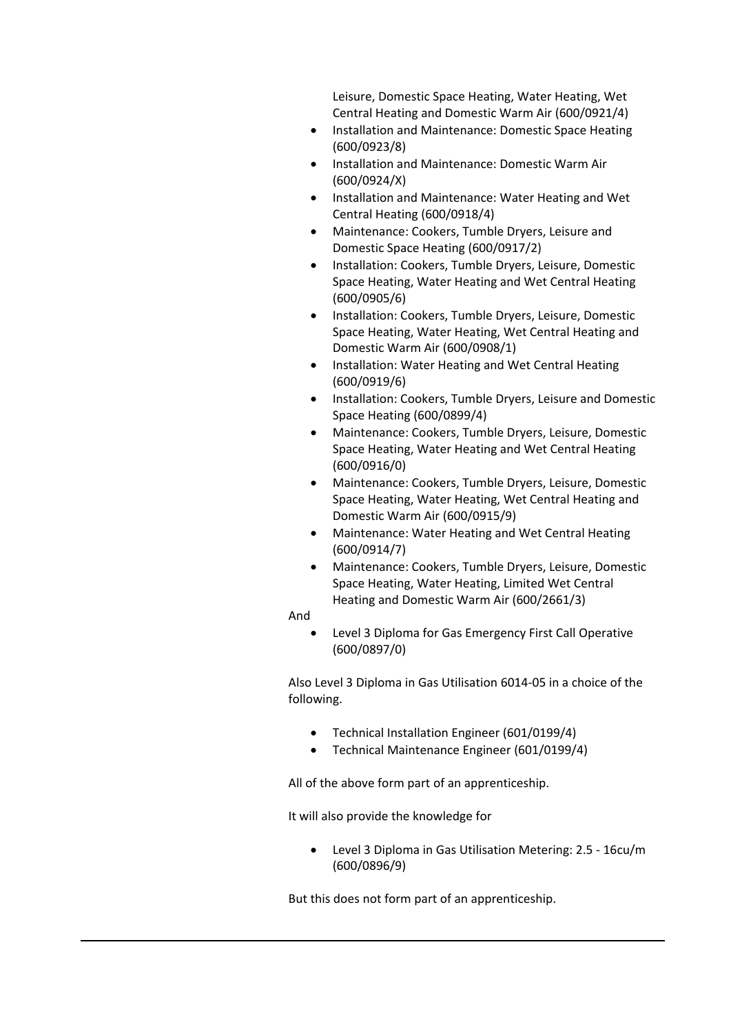Leisure, Domestic Space Heating, Water Heating, Wet Central Heating and Domestic Warm Air (600/0921/4)

- Installation and Maintenance: Domestic Space Heating (600/0923/8)
- Installation and Maintenance: Domestic Warm Air (600/0924/X)
- Installation and Maintenance: Water Heating and Wet Central Heating (600/0918/4)
- Maintenance: Cookers, Tumble Dryers, Leisure and Domestic Space Heating (600/0917/2)
- Installation: Cookers, Tumble Dryers, Leisure, Domestic Space Heating, Water Heating and Wet Central Heating (600/0905/6)
- Installation: Cookers, Tumble Dryers, Leisure, Domestic Space Heating, Water Heating, Wet Central Heating and Domestic Warm Air (600/0908/1)
- Installation: Water Heating and Wet Central Heating (600/0919/6)
- Installation: Cookers, Tumble Dryers, Leisure and Domestic Space Heating (600/0899/4)
- Maintenance: Cookers, Tumble Dryers, Leisure, Domestic Space Heating, Water Heating and Wet Central Heating (600/0916/0)
- Maintenance: Cookers, Tumble Dryers, Leisure, Domestic Space Heating, Water Heating, Wet Central Heating and Domestic Warm Air (600/0915/9)
- Maintenance: Water Heating and Wet Central Heating (600/0914/7)
- Maintenance: Cookers, Tumble Dryers, Leisure, Domestic Space Heating, Water Heating, Limited Wet Central Heating and Domestic Warm Air (600/2661/3)

And

- Level 3 Diploma for Gas Emergency First Call Operative (600/0897/0)

Also Level 3 Diploma in Gas Utilisation 6014-05 in a choice of the following.

- Technical Installation Engineer (601/0199/4)
- Technical Maintenance Engineer (601/0199/4)

All of the above form part of an apprenticeship.

It will also provide the knowledge for

- Level 3 Diploma in Gas Utilisation Metering: 2.5 - 16cu/m (600/0896/9)

But this does not form part of an apprenticeship.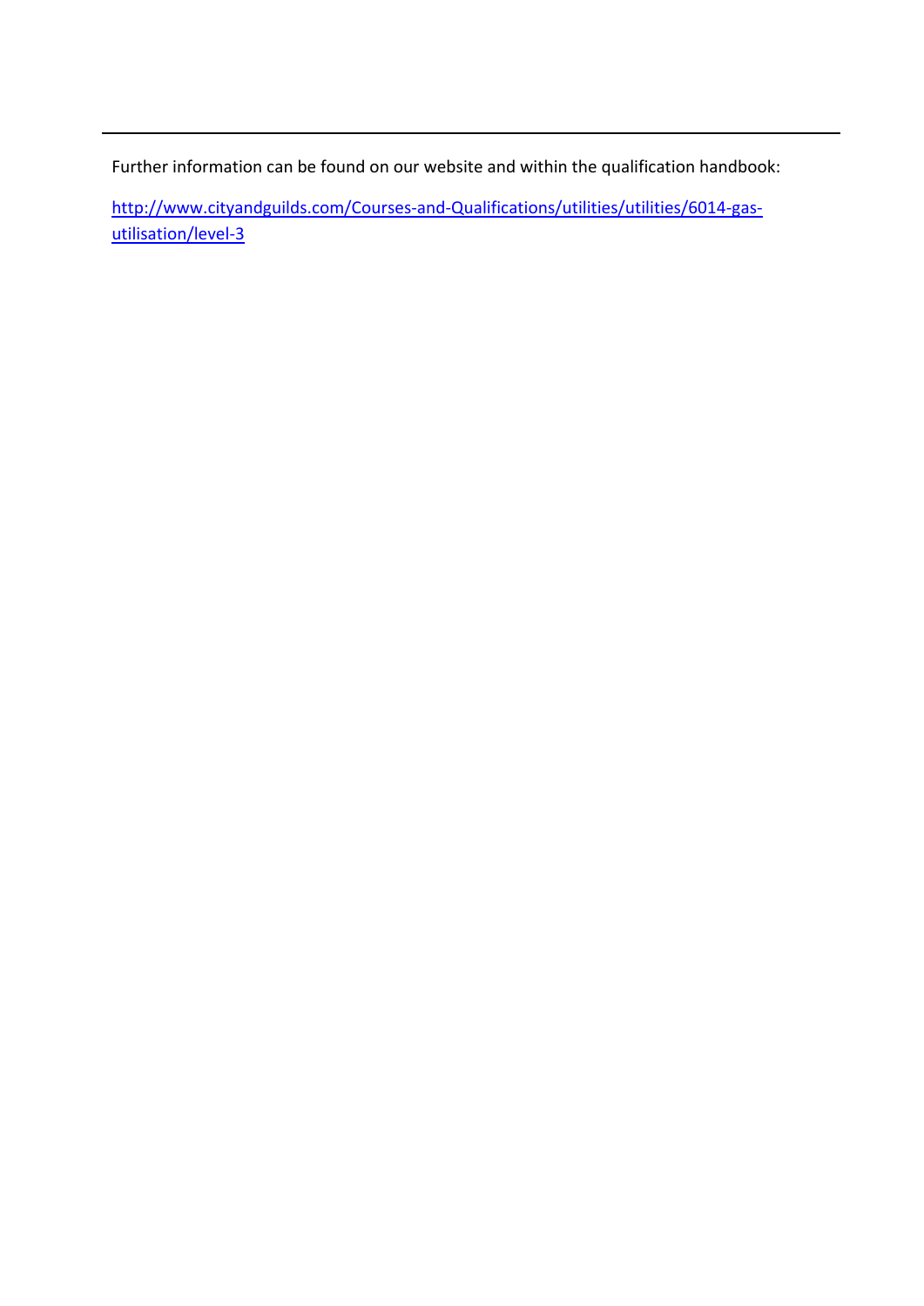---

Further information can be found on our website and within the qualification handbook:

[http://www.cityandguilds.com/Courses-and-Qualifications/utilities/utilities/6014-gas-utilisation/level-3](http://www.cityandguilds.com/Courses-and-Qualifications/utilities/utilities/6014-gas-utilisation/level-3)